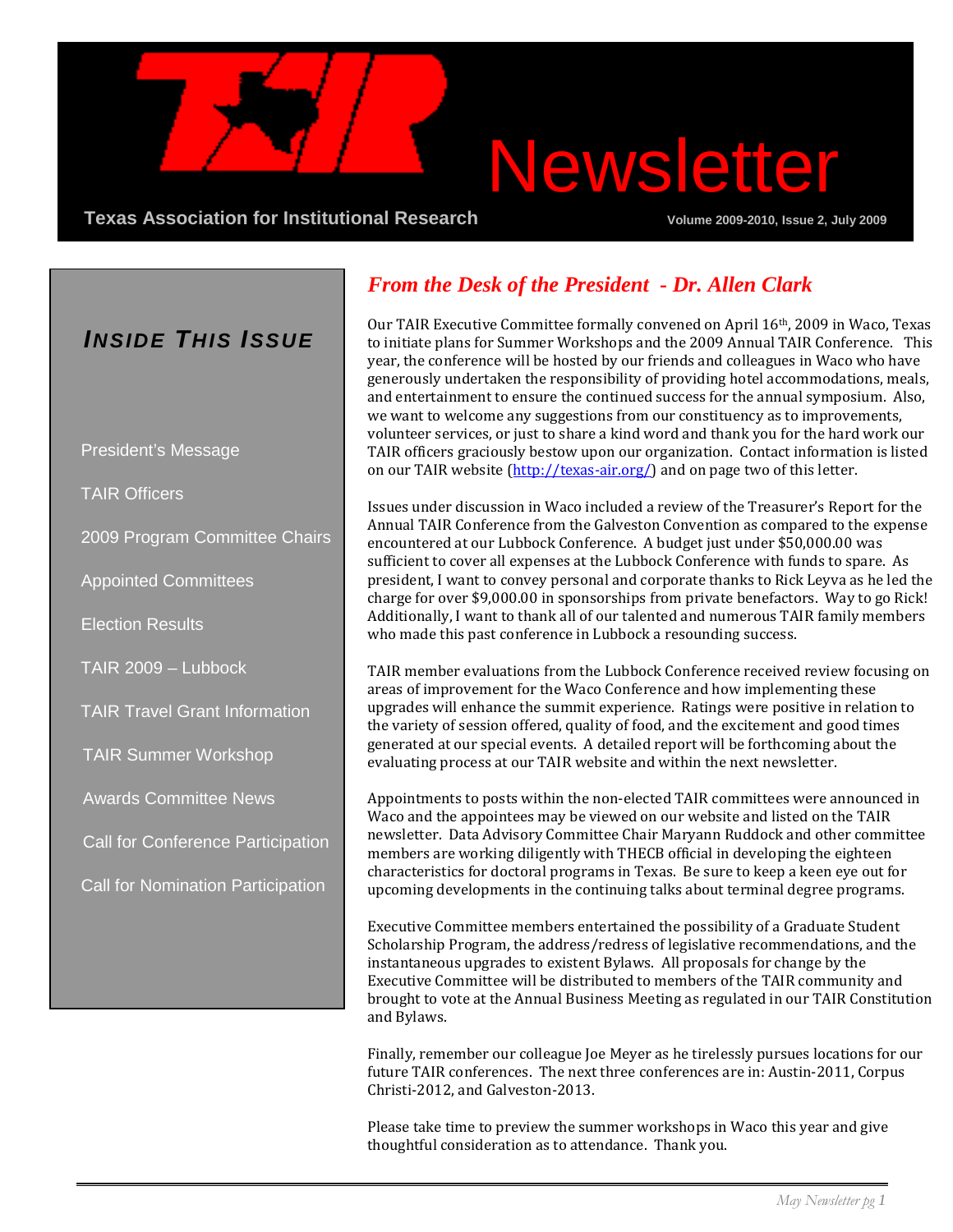# Newsletter

**Texas Association for Institutional Research**

Volume 2009-2010, Issue 2, July 2009

## *Inside This Issue*

- President's Message
- TAIR Officers
- 2009 Program Committee Chairs
- Appointed Committees
- Election Results
- TAIR 2009 – Lubbock
- TAIR Travel Grant Information
- TAIR Summer Workshop
- Awards Committee News
- Call for Conference Participation
- Call for Nomination Participation

## *From the Desk of the President - Dr. Allen Clark*

Our TAIR Executive Committee formally convened on April 16th, 2009 in Waco, Texas to initiate plans for Summer Workshops and the 2009 Annual TAIR Conference. This year, the conference will be hosted by our friends and colleagues in Waco who have generously undertaken the responsibility of providing hotel accommodations, meals, and entertainment to ensure the continued success for the annual symposium. Also, we want to welcome any suggestions from our constituency as to improvements, volunteer services, or just to share a kind word and thank you for the hard work our TAIR officers graciously bestow upon our organization. Contact information is listed on our TAIR website (http://texas-air.org/) and on page two of this letter.

Issues under discussion in Waco included a review of the Treasurer's Report for the Annual TAIR Conference from the Galveston Convention as compared to the expense encountered at our Lubbock Conference. A budget just under $50,000.00 was sufficient to cover all expenses at the Lubbock Conference with funds to spare. As president, I want to convey personal and corporate thanks to Rick Leyva as he led the charge for over $9,000.00 in sponsorships from private benefactors. Way to go Rick! Additionally, I want to thank all of our talented and numerous TAIR family members who made this past conference in Lubbock a resounding success.

TAIR member evaluations from the Lubbock Conference received review focusing on areas of improvement for the Waco Conference and how implementing these upgrades will enhance the summit experience. Ratings were positive in relation to the variety of session offered, quality of food, and the excitement and good times generated at our special events. A detailed report will be forthcoming about the evaluating process at our TAIR website and within the next newsletter.

Appointments to posts within the non-elected TAIR committees were announced in Waco and the appointees may be viewed on our website and listed on the TAIR newsletter. Data Advisory Committee Chair Maryann Ruddock and other committee members are working diligently with THECB official in developing the eighteen characteristics for doctoral programs in Texas. Be sure to keep a keen eye out for upcoming developments in the continuing talks about terminal degree programs.

Executive Committee members entertained the possibility of a Graduate Student Scholarship Program, the address/redress of legislative recommendations, and the instantaneous upgrades to existent Bylaws. All proposals for change by the Executive Committee will be distributed to members of the TAIR community and brought to vote at the Annual Business Meeting as regulated in our TAIR Constitution and Bylaws.

Finally, remember our colleague Joe Meyer as he tirelessly pursues locations for our future TAIR conferences. The next three conferences are in: Austin-2011, Corpus Christi-2012, and Galveston-2013.

Please take time to preview the summer workshops in Waco this year and give thoughtful consideration as to attendance. Thank you.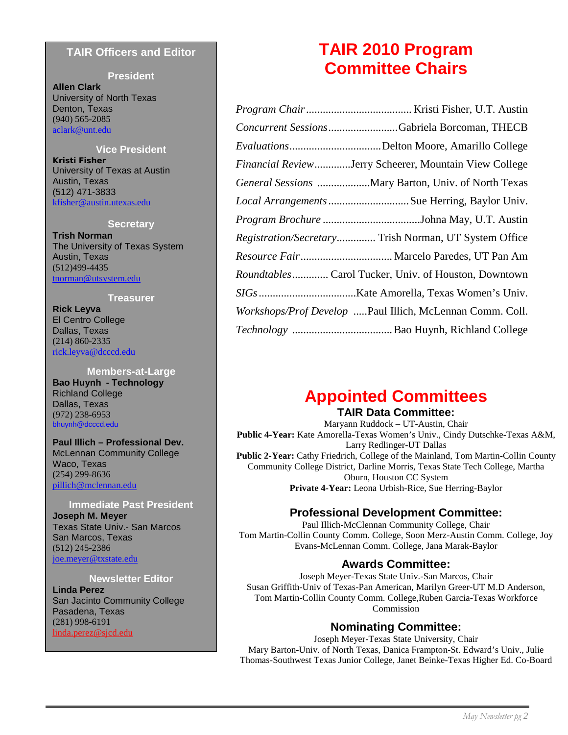## TAIR Officers and Editor

### President

**Allen Clark**
University of North Texas
Denton, Texas
(940) 565-2085
aclark@unt.edu

### Vice President

**Kristi Fisher**
University of Texas at Austin
Austin, Texas
(512) 471-3833
kfisher@austin.utexas.edu

### Secretary

**Trish Norman**
The University of Texas System
Austin, Texas
(512)499-4435
tnorman@utsystem.edu

### Treasurer

**Rick Leyva**
El Centro College
Dallas, Texas
(214) 860-2335
rick.leyva@dcccd.edu

### Members-at-Large

**Bao Huynh - Technology**
Richland College
Dallas, Texas
(972) 238-6953
bhuynh@dcccd.edu

**Paul Illich – Professional Dev.**
McLennan Community College
Waco, Texas
(254) 299-8636
pillich@mclennan.edu

### Immediate Past President

**Joseph M. Meyer**
Texas State Univ.- San Marcos
San Marcos, Texas
(512) 245-2386
joe.meyer@txstate.edu

### Newsletter Editor

**Linda Perez**
San Jacinto Community College
Pasadena, Texas
(281) 998-6191
linda.perez@sjcd.edu

# TAIR 2010 Program Committee Chairs

*Program Chair* ...................................... Kristi Fisher, U.T. Austin
*Concurrent Sessions* ......................... Gabriela Borcoman, THECB
*Evaluations* ................................. Delton Moore, Amarillo College
*Financial Review* ............ Jerry Scheerer, Mountain View College
*General Sessions* ................... Mary Barton, Univ. of North Texas
*Local Arrangements* ............................ Sue Herring, Baylor Univ.
*Program Brochure* ................................... Johna May, U.T. Austin
*Registration/Secretary* .............. Trish Norman, UT System Office
*Resource Fair* ................................. Marcelo Paredes, UT Pan Am
*Roundtables* ............ Carol Tucker, Univ. of Houston, Downtown
*SIGs* ................................... Kate Amorella, Texas Women's Univ.
*Workshops/Prof Develop* ..... Paul Illich, McLennan Comm. Coll.
*Technology* .................................... Bao Huynh, Richland College

# Appointed Committees

### TAIR Data Committee:

Maryann Ruddock – UT-Austin, Chair
**Public 4-Year:** Kate Amorella-Texas Women's Univ., Cindy Dutschke-Texas A&M, Larry Redlinger-UT Dallas
**Public 2-Year:** Cathy Friedrich, College of the Mainland, Tom Martin-Collin County Community College District, Darline Morris, Texas State Tech College, Martha Oburn, Houston CC System
**Private 4-Year:** Leona Urbish-Rice, Sue Herring-Baylor

### Professional Development Committee:

Paul Illich-McClennan Community College, Chair
Tom Martin-Collin County Comm. College, Soon Merz-Austin Comm. College, Joy Evans-McLennan Comm. College, Jana Marak-Baylor

### Awards Committee:

Joseph Meyer-Texas State Univ.-San Marcos, Chair
Susan Griffith-Univ of Texas-Pan American, Marilyn Greer-UT M.D Anderson, Tom Martin-Collin County Comm. College,Ruben Garcia-Texas Workforce Commission

### Nominating Committee:

Joseph Meyer-Texas State University, Chair
Mary Barton-Univ. of North Texas, Danica Frampton-St. Edward's Univ., Julie Thomas-Southwest Texas Junior College, Janet Beinke-Texas Higher Ed. Co-Board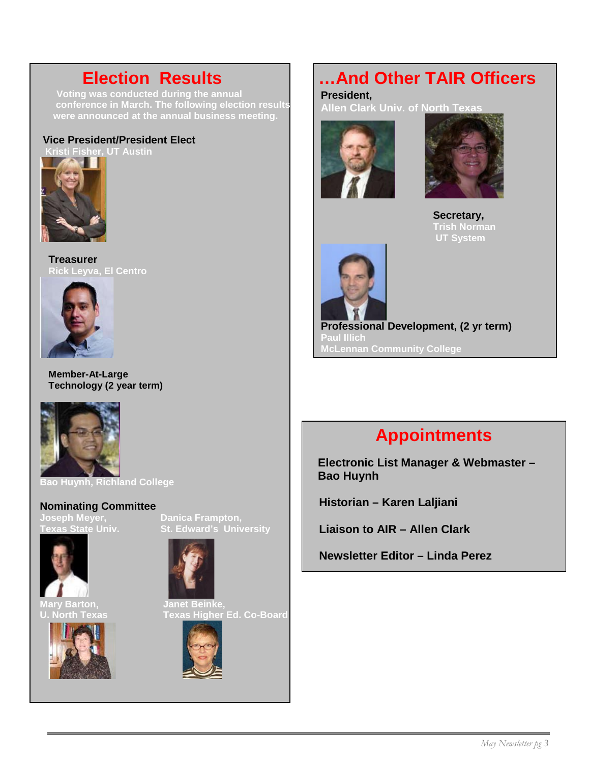## Election Results

Voting was conducted during the annual conference in March. The following election results were announced at the annual business meeting.

**Vice President/President Elect**
Kristi Fisher, UT Austin

**Treasurer**
Rick Leyva, El Centro

**Member-At-Large**
**Technology (2 year term)**

Bao Huynh, Richland College

**Nominating Committee**

Joseph Meyer,
Texas State Univ.

Danica Frampton,
St. Edward's University

Mary Barton,
U. North Texas

Janet Beinke,
Texas Higher Ed. Co-Board

## …And Other TAIR Officers

**President,**
Allen Clark Univ. of North Texas

**Secretary,**
Trish Norman
UT System

**Professional Development, (2 yr term)**
Paul Illich
McLennan Community College

## Appointments

**Electronic List Manager & Webmaster – Bao Huynh**

**Historian – Karen Laljiani**

**Liaison to AIR – Allen Clark**

**Newsletter Editor – Linda Perez**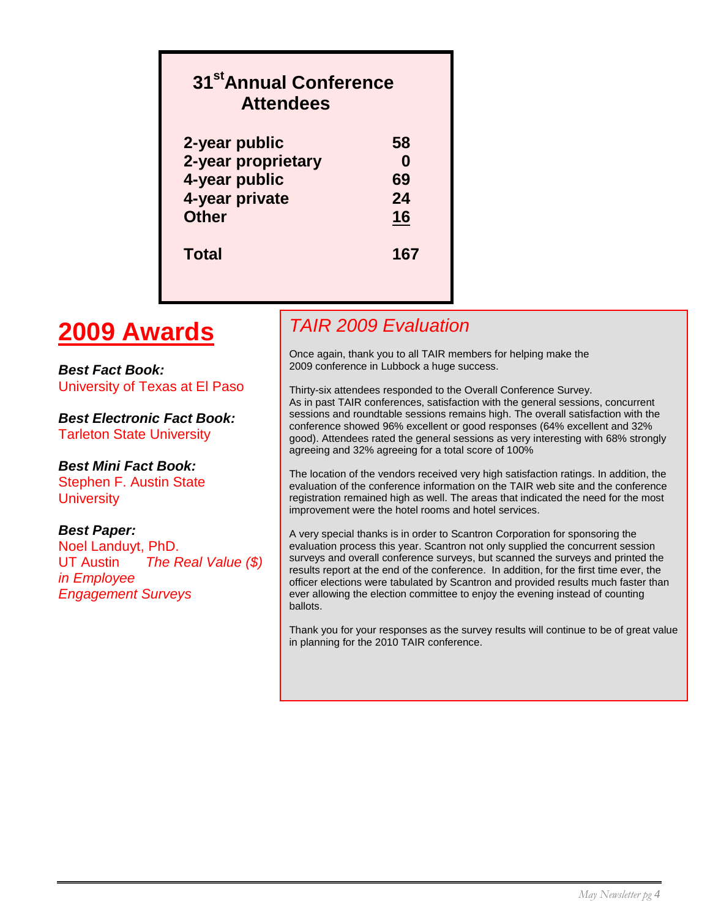## 31st Annual Conference Attendees

| Category | Count |
|---|---|
| 2-year public | 58 |
| 2-year proprietary | 0 |
| 4-year public | 69 |
| 4-year private | 24 |
| Other | 16 |
| **Total** | **167** |

# 2009 Awards

***Best Fact Book:***
University of Texas at El Paso

***Best Electronic Fact Book:***
Tarleton State University

***Best Mini Fact Book:***
Stephen F. Austin State University

***Best Paper:***
Noel Landuyt, PhD.
UT Austin *The Real Value ($) in Employee Engagement Surveys*

## *TAIR 2009 Evaluation*

Once again, thank you to all TAIR members for helping make the 2009 conference in Lubbock a huge success.

Thirty-six attendees responded to the Overall Conference Survey. As in past TAIR conferences, satisfaction with the general sessions, concurrent sessions and roundtable sessions remains high. The overall satisfaction with the conference showed 96% excellent or good responses (64% excellent and 32% good). Attendees rated the general sessions as very interesting with 68% strongly agreeing and 32% agreeing for a total score of 100%

The location of the vendors received very high satisfaction ratings. In addition, the evaluation of the conference information on the TAIR web site and the conference registration remained high as well. The areas that indicated the need for the most improvement were the hotel rooms and hotel services.

A very special thanks is in order to Scantron Corporation for sponsoring the evaluation process this year. Scantron not only supplied the concurrent session surveys and overall conference surveys, but scanned the surveys and printed the results report at the end of the conference. In addition, for the first time ever, the officer elections were tabulated by Scantron and provided results much faster than ever allowing the election committee to enjoy the evening instead of counting ballots.

Thank you for your responses as the survey results will continue to be of great value in planning for the 2010 TAIR conference.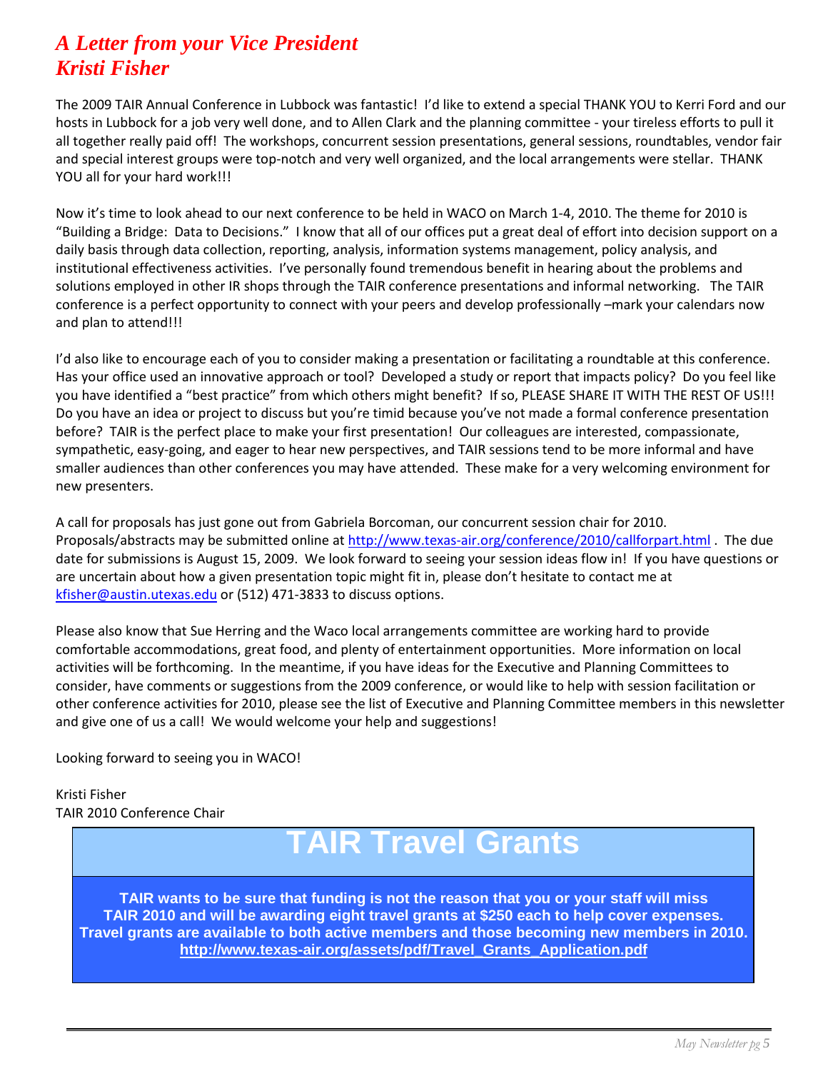## *A Letter from your Vice President*
## *Kristi Fisher*

The 2009 TAIR Annual Conference in Lubbock was fantastic! I'd like to extend a special THANK YOU to Kerri Ford and our hosts in Lubbock for a job very well done, and to Allen Clark and the planning committee - your tireless efforts to pull it all together really paid off! The workshops, concurrent session presentations, general sessions, roundtables, vendor fair and special interest groups were top-notch and very well organized, and the local arrangements were stellar. THANK YOU all for your hard work!!!

Now it's time to look ahead to our next conference to be held in WACO on March 1-4, 2010. The theme for 2010 is "Building a Bridge: Data to Decisions." I know that all of our offices put a great deal of effort into decision support on a daily basis through data collection, reporting, analysis, information systems management, policy analysis, and institutional effectiveness activities. I've personally found tremendous benefit in hearing about the problems and solutions employed in other IR shops through the TAIR conference presentations and informal networking. The TAIR conference is a perfect opportunity to connect with your peers and develop professionally –mark your calendars now and plan to attend!!!

I'd also like to encourage each of you to consider making a presentation or facilitating a roundtable at this conference. Has your office used an innovative approach or tool? Developed a study or report that impacts policy? Do you feel like you have identified a "best practice" from which others might benefit? If so, PLEASE SHARE IT WITH THE REST OF US!!! Do you have an idea or project to discuss but you're timid because you've not made a formal conference presentation before? TAIR is the perfect place to make your first presentation! Our colleagues are interested, compassionate, sympathetic, easy-going, and eager to hear new perspectives, and TAIR sessions tend to be more informal and have smaller audiences than other conferences you may have attended. These make for a very welcoming environment for new presenters.

A call for proposals has just gone out from Gabriela Borcoman, our concurrent session chair for 2010. Proposals/abstracts may be submitted online at http://www.texas-air.org/conference/2010/callforpart.html . The due date for submissions is August 15, 2009. We look forward to seeing your session ideas flow in! If you have questions or are uncertain about how a given presentation topic might fit in, please don't hesitate to contact me at kfisher@austin.utexas.edu or (512) 471-3833 to discuss options.

Please also know that Sue Herring and the Waco local arrangements committee are working hard to provide comfortable accommodations, great food, and plenty of entertainment opportunities. More information on local activities will be forthcoming. In the meantime, if you have ideas for the Executive and Planning Committees to consider, have comments or suggestions from the 2009 conference, or would like to help with session facilitation or other conference activities for 2010, please see the list of Executive and Planning Committee members in this newsletter and give one of us a call! We would welcome your help and suggestions!

Looking forward to seeing you in WACO!

Kristi Fisher
TAIR 2010 Conference Chair

# TAIR Travel Grants

**TAIR wants to be sure that funding is not the reason that you or your staff will miss TAIR 2010 and will be awarding eight travel grants at $250 each to help cover expenses. Travel grants are available to both active members and those becoming new members in 2010.**
**http://www.texas-air.org/assets/pdf/Travel_Grants_Application.pdf**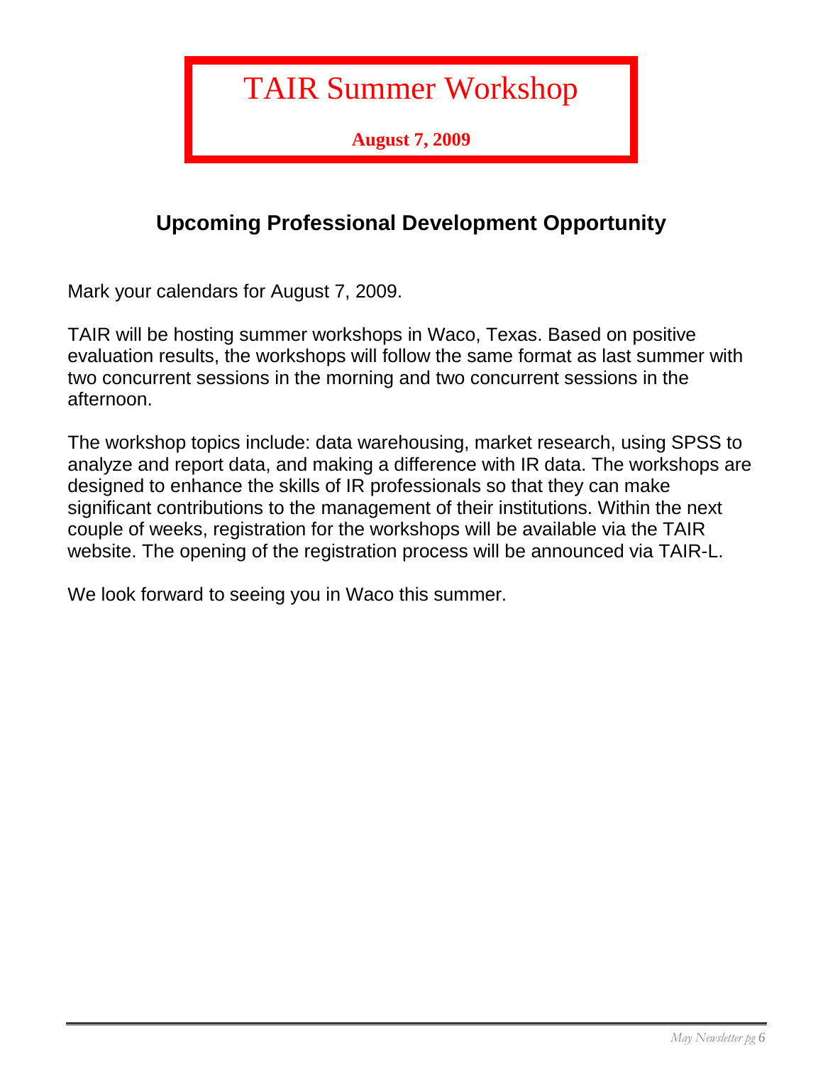# TAIR Summer Workshop

**August 7, 2009**

## Upcoming Professional Development Opportunity

Mark your calendars for August 7, 2009.

TAIR will be hosting summer workshops in Waco, Texas. Based on positive evaluation results, the workshops will follow the same format as last summer with two concurrent sessions in the morning and two concurrent sessions in the afternoon.

The workshop topics include: data warehousing, market research, using SPSS to analyze and report data, and making a difference with IR data. The workshops are designed to enhance the skills of IR professionals so that they can make significant contributions to the management of their institutions. Within the next couple of weeks, registration for the workshops will be available via the TAIR website. The opening of the registration process will be announced via TAIR-L.

We look forward to seeing you in Waco this summer.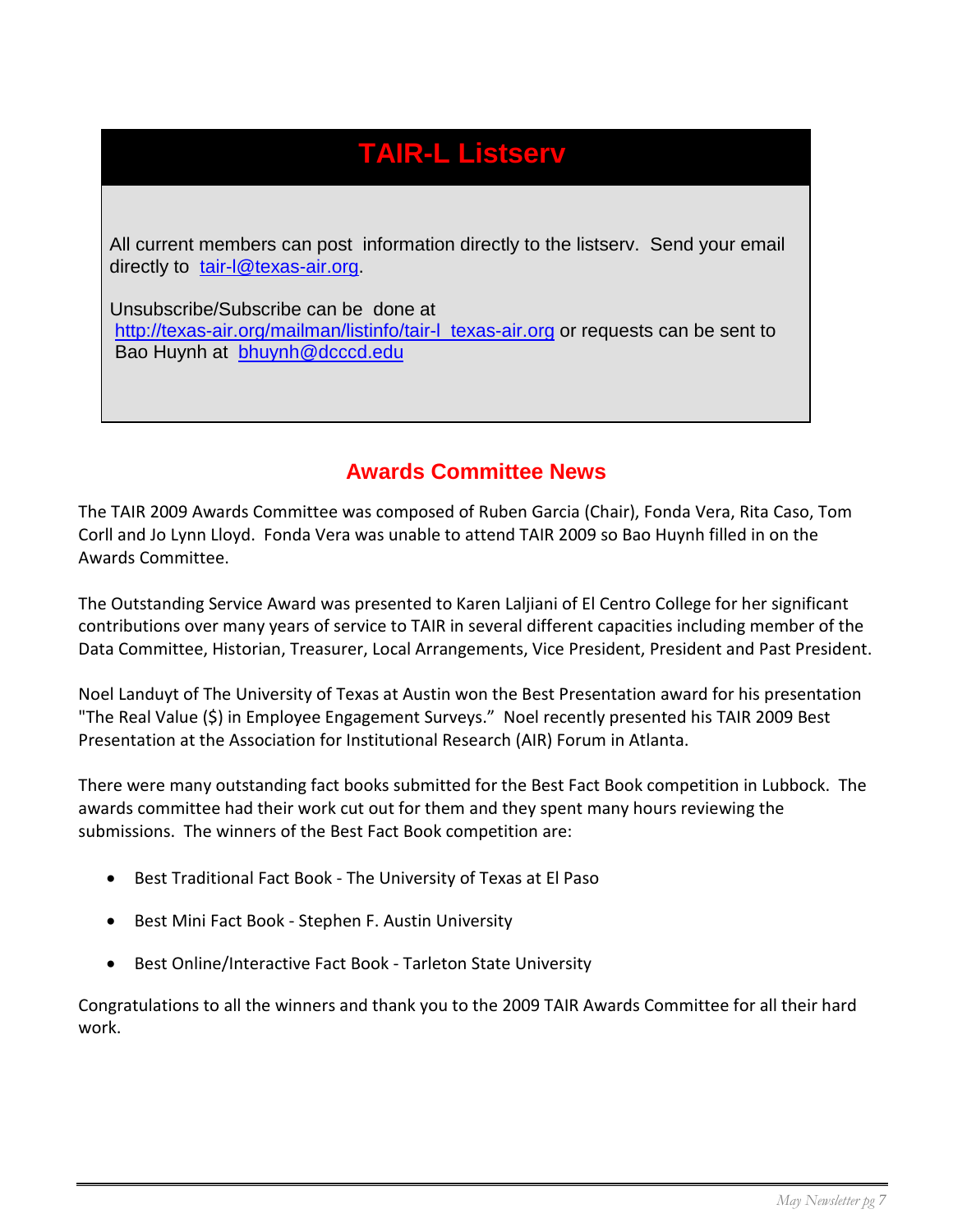## TAIR-L Listserv

All current members can post information directly to the listserv. Send your email directly to tair-l@texas-air.org.

Unsubscribe/Subscribe can be done at http://texas-air.org/mailman/listinfo/tair-l_texas-air.org or requests can be sent to Bao Huynh at bhuynh@dcccd.edu

## Awards Committee News

The TAIR 2009 Awards Committee was composed of Ruben Garcia (Chair), Fonda Vera, Rita Caso, Tom Corll and Jo Lynn Lloyd. Fonda Vera was unable to attend TAIR 2009 so Bao Huynh filled in on the Awards Committee.

The Outstanding Service Award was presented to Karen Laljiani of El Centro College for her significant contributions over many years of service to TAIR in several different capacities including member of the Data Committee, Historian, Treasurer, Local Arrangements, Vice President, President and Past President.

Noel Landuyt of The University of Texas at Austin won the Best Presentation award for his presentation "The Real Value ($) in Employee Engagement Surveys." Noel recently presented his TAIR 2009 Best Presentation at the Association for Institutional Research (AIR) Forum in Atlanta.

There were many outstanding fact books submitted for the Best Fact Book competition in Lubbock. The awards committee had their work cut out for them and they spent many hours reviewing the submissions. The winners of the Best Fact Book competition are:

- Best Traditional Fact Book - The University of Texas at El Paso
- Best Mini Fact Book - Stephen F. Austin University
- Best Online/Interactive Fact Book - Tarleton State University

Congratulations to all the winners and thank you to the 2009 TAIR Awards Committee for all their hard work.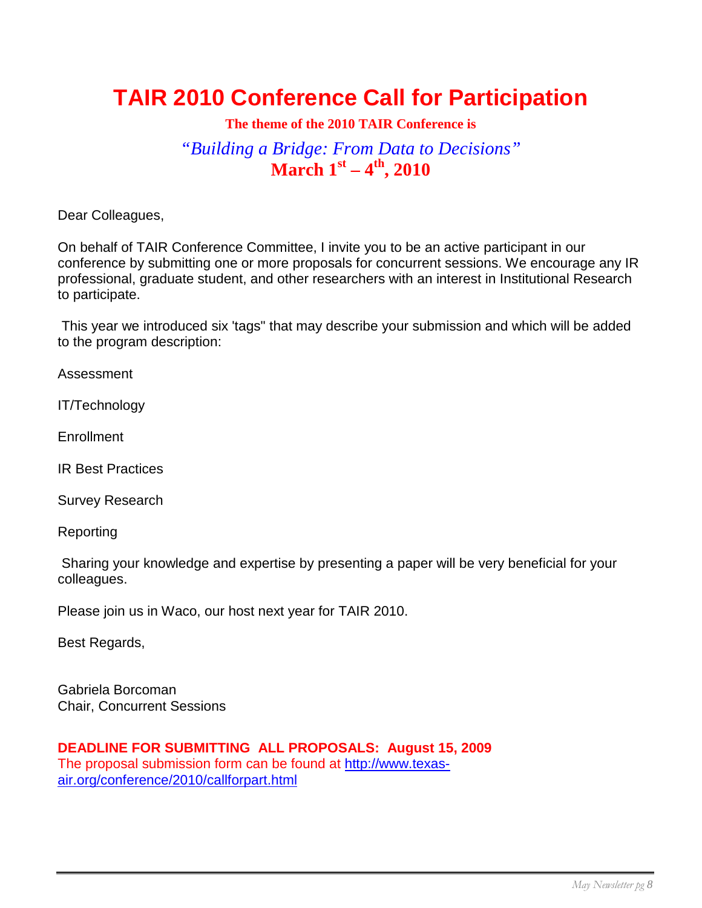# TAIR 2010 Conference Call for Participation

**The theme of the 2010 TAIR Conference is**

*"Building a Bridge: From Data to Decisions"*

**March 1st – 4th, 2010**

Dear Colleagues,

On behalf of TAIR Conference Committee, I invite you to be an active participant in our conference by submitting one or more proposals for concurrent sessions. We encourage any IR professional, graduate student, and other researchers with an interest in Institutional Research to participate.

This year we introduced six 'tags" that may describe your submission and which will be added to the program description:

Assessment

IT/Technology

Enrollment

IR Best Practices

Survey Research

Reporting

Sharing your knowledge and expertise by presenting a paper will be very beneficial for your colleagues.

Please join us in Waco, our host next year for TAIR 2010.

Best Regards,

Gabriela Borcoman
Chair, Concurrent Sessions

**DEADLINE FOR SUBMITTING ALL PROPOSALS: August 15, 2009**

The proposal submission form can be found at [http://www.texas-air.org/conference/2010/callforpart.html](http://www.texas-air.org/conference/2010/callforpart.html)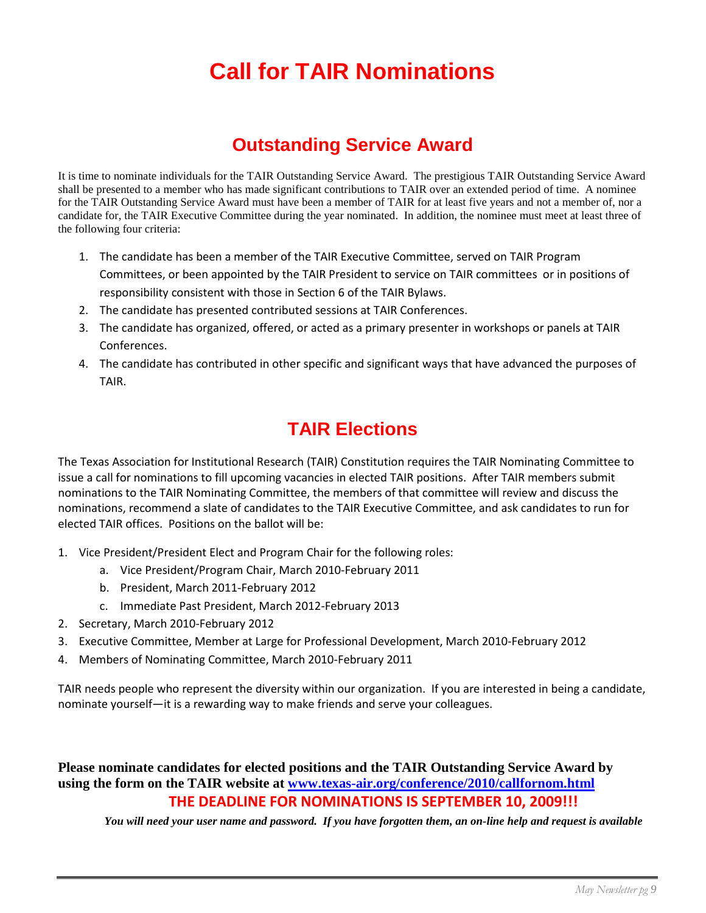# Call for TAIR Nominations

## Outstanding Service Award

It is time to nominate individuals for the TAIR Outstanding Service Award. The prestigious TAIR Outstanding Service Award shall be presented to a member who has made significant contributions to TAIR over an extended period of time. A nominee for the TAIR Outstanding Service Award must have been a member of TAIR for at least five years and not a member of, nor a candidate for, the TAIR Executive Committee during the year nominated. In addition, the nominee must meet at least three of the following four criteria:

1. The candidate has been a member of the TAIR Executive Committee, served on TAIR Program Committees, or been appointed by the TAIR President to service on TAIR committees or in positions of responsibility consistent with those in Section 6 of the TAIR Bylaws.
2. The candidate has presented contributed sessions at TAIR Conferences.
3. The candidate has organized, offered, or acted as a primary presenter in workshops or panels at TAIR Conferences.
4. The candidate has contributed in other specific and significant ways that have advanced the purposes of TAIR.

## TAIR Elections

The Texas Association for Institutional Research (TAIR) Constitution requires the TAIR Nominating Committee to issue a call for nominations to fill upcoming vacancies in elected TAIR positions. After TAIR members submit nominations to the TAIR Nominating Committee, the members of that committee will review and discuss the nominations, recommend a slate of candidates to the TAIR Executive Committee, and ask candidates to run for elected TAIR offices. Positions on the ballot will be:

1. Vice President/President Elect and Program Chair for the following roles:
   a. Vice President/Program Chair, March 2010-February 2011
   b. President, March 2011-February 2012
   c. Immediate Past President, March 2012-February 2013
2. Secretary, March 2010-February 2012
3. Executive Committee, Member at Large for Professional Development, March 2010-February 2012
4. Members of Nominating Committee, March 2010-February 2011

TAIR needs people who represent the diversity within our organization. If you are interested in being a candidate, nominate yourself—it is a rewarding way to make friends and serve your colleagues.

**Please nominate candidates for elected positions and the TAIR Outstanding Service Award by using the form on the TAIR website at [www.texas-air.org/conference/2010/callfornom.html](http://www.texas-air.org/conference/2010/callfornom.html)**

**THE DEADLINE FOR NOMINATIONS IS SEPTEMBER 10, 2009!!!**

***You will need your user name and password. If you have forgotten them, an on-line help and request is available***